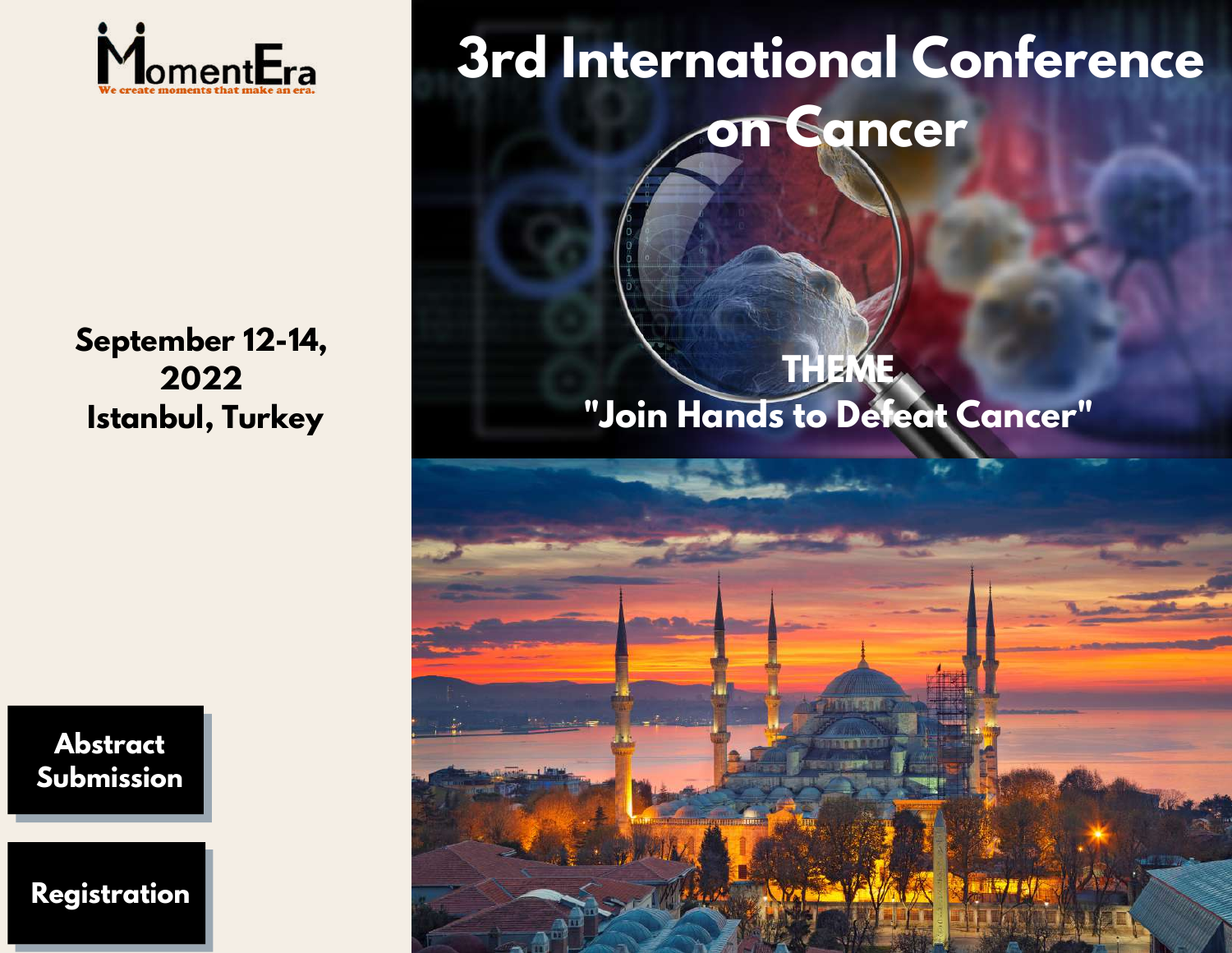MomentEra

We create moments that make an era.

# 3rd International Conference on Cancer

**THEME**

**"Join Hands to Defeat Cancer"**

**September 12-14, 2022**
**Istanbul, Turkey**

**Abstract Submission**

**Registration**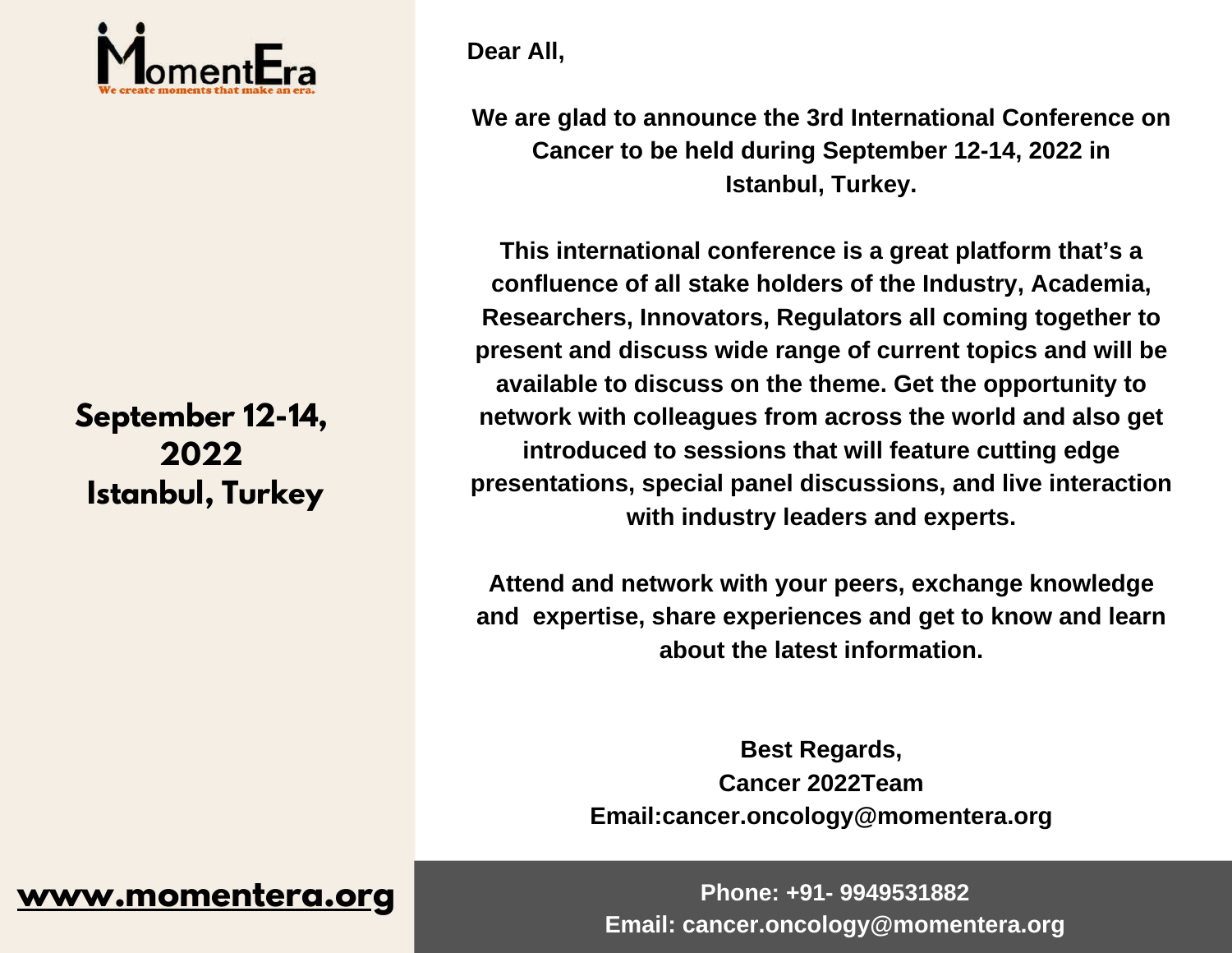**MomentEra**
We create moments that make an era.

**September 12-14, 2022**
**Istanbul, Turkey**

**www.momentera.org**

**Dear All,**

**We are glad to announce the 3rd International Conference on Cancer to be held during September 12-14, 2022 in Istanbul, Turkey.**

**This international conference is a great platform that's a confluence of all stake holders of the Industry, Academia, Researchers, Innovators, Regulators all coming together to present and discuss wide range of current topics and will be available to discuss on the theme. Get the opportunity to network with colleagues from across the world and also get introduced to sessions that will feature cutting edge presentations, special panel discussions, and live interaction with industry leaders and experts.**

**Attend and network with your peers, exchange knowledge and expertise, share experiences and get to know and learn about the latest information.**

**Best Regards,**
**Cancer 2022Team**
**Email:cancer.oncology@momentera.org**

**Phone: +91- 9949531882**
**Email: cancer.oncology@momentera.org**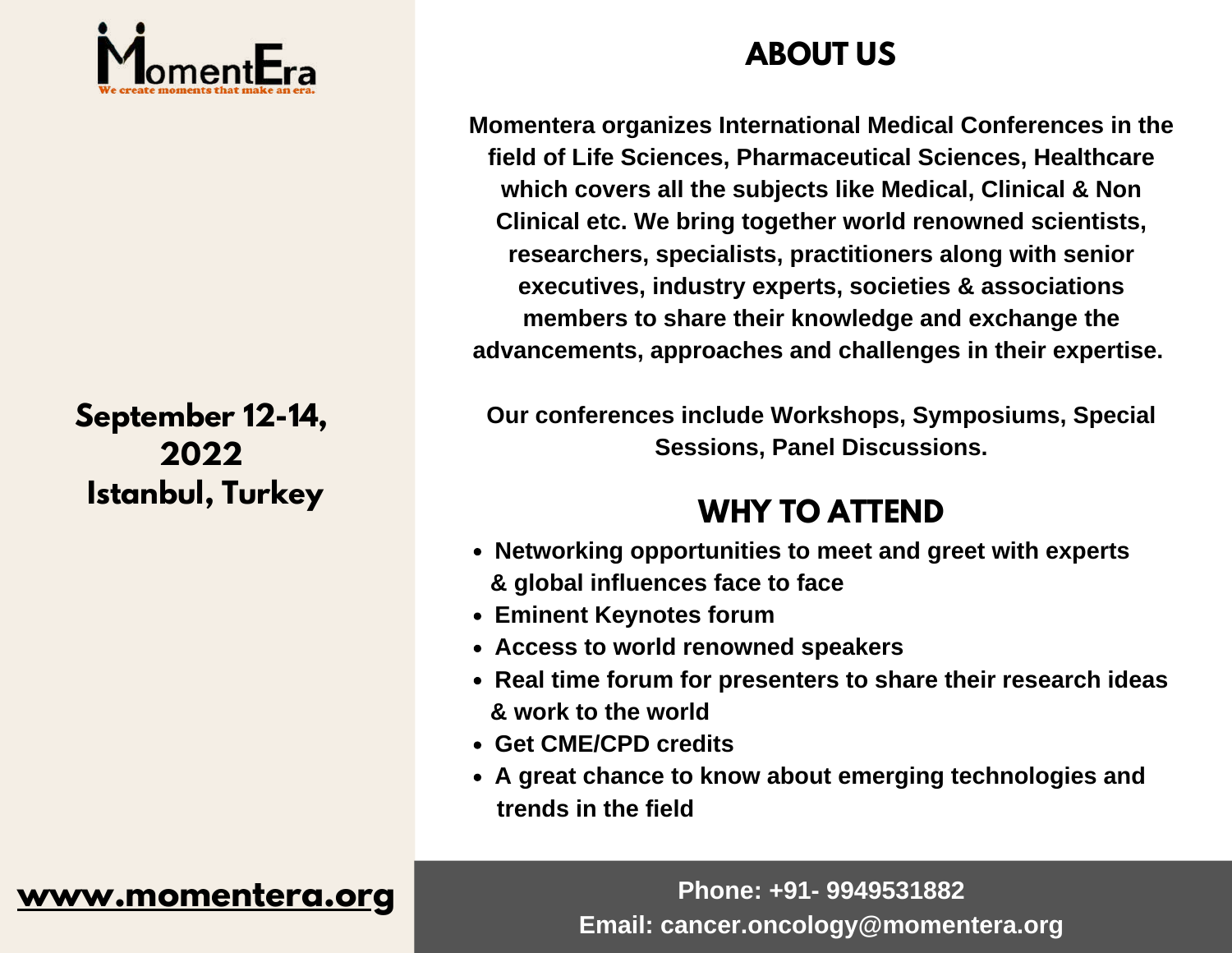MomentEra

We create moments that make an era.

**September 12-14, 2022**
**Istanbul, Turkey**

## ABOUT US

**Momentera organizes International Medical Conferences in the field of Life Sciences, Pharmaceutical Sciences, Healthcare which covers all the subjects like Medical, Clinical & Non Clinical etc. We bring together world renowned scientists, researchers, specialists, practitioners along with senior executives, industry experts, societies & associations members to share their knowledge and exchange the advancements, approaches and challenges in their expertise.**

**Our conferences include Workshops, Symposiums, Special Sessions, Panel Discussions.**

## WHY TO ATTEND

- **Networking opportunities to meet and greet with experts & global influences face to face**
- **Eminent Keynotes forum**
- **Access to world renowned speakers**
- **Real time forum for presenters to share their research ideas & work to the world**
- **Get CME/CPD credits**
- **A great chance to know about emerging technologies and trends in the field**

**www.momentera.org**

**Phone: +91- 9949531882**
**Email: cancer.oncology@momentera.org**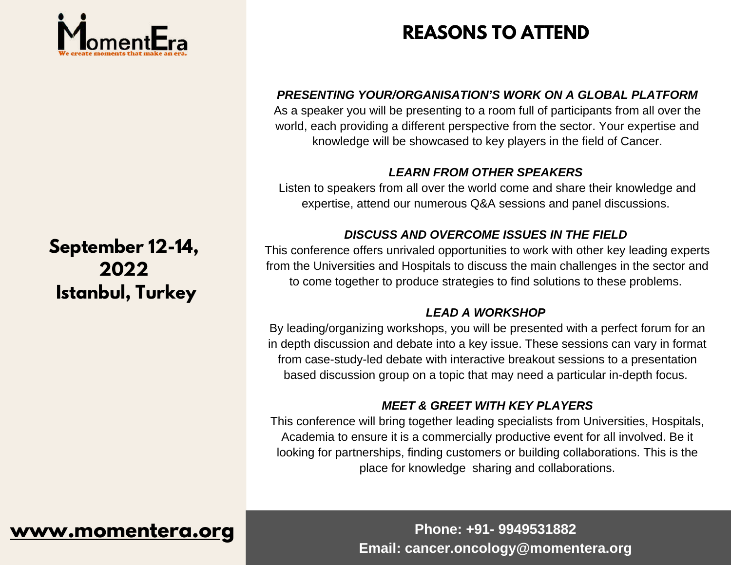MomentEra

We create moments that make an era.

**September 12-14, 2022**
**Istanbul, Turkey**

**www.momentera.org**

# REASONS TO ATTEND

***PRESENTING YOUR/ORGANISATION'S WORK ON A GLOBAL PLATFORM***

As a speaker you will be presenting to a room full of participants from all over the world, each providing a different perspective from the sector. Your expertise and knowledge will be showcased to key players in the field of Cancer.

***LEARN FROM OTHER SPEAKERS***

Listen to speakers from all over the world come and share their knowledge and expertise, attend our numerous Q&A sessions and panel discussions.

***DISCUSS AND OVERCOME ISSUES IN THE FIELD***

This conference offers unrivaled opportunities to work with other key leading experts from the Universities and Hospitals to discuss the main challenges in the sector and to come together to produce strategies to find solutions to these problems.

***LEAD A WORKSHOP***

By leading/organizing workshops, you will be presented with a perfect forum for an in depth discussion and debate into a key issue. These sessions can vary in format from case-study-led debate with interactive breakout sessions to a presentation based discussion group on a topic that may need a particular in-depth focus.

***MEET & GREET WITH KEY PLAYERS***

This conference will bring together leading specialists from Universities, Hospitals, Academia to ensure it is a commercially productive event for all involved. Be it looking for partnerships, finding customers or building collaborations. This is the place for knowledge sharing and collaborations.

**Phone: +91- 9949531882**
**Email: cancer.oncology@momentera.org**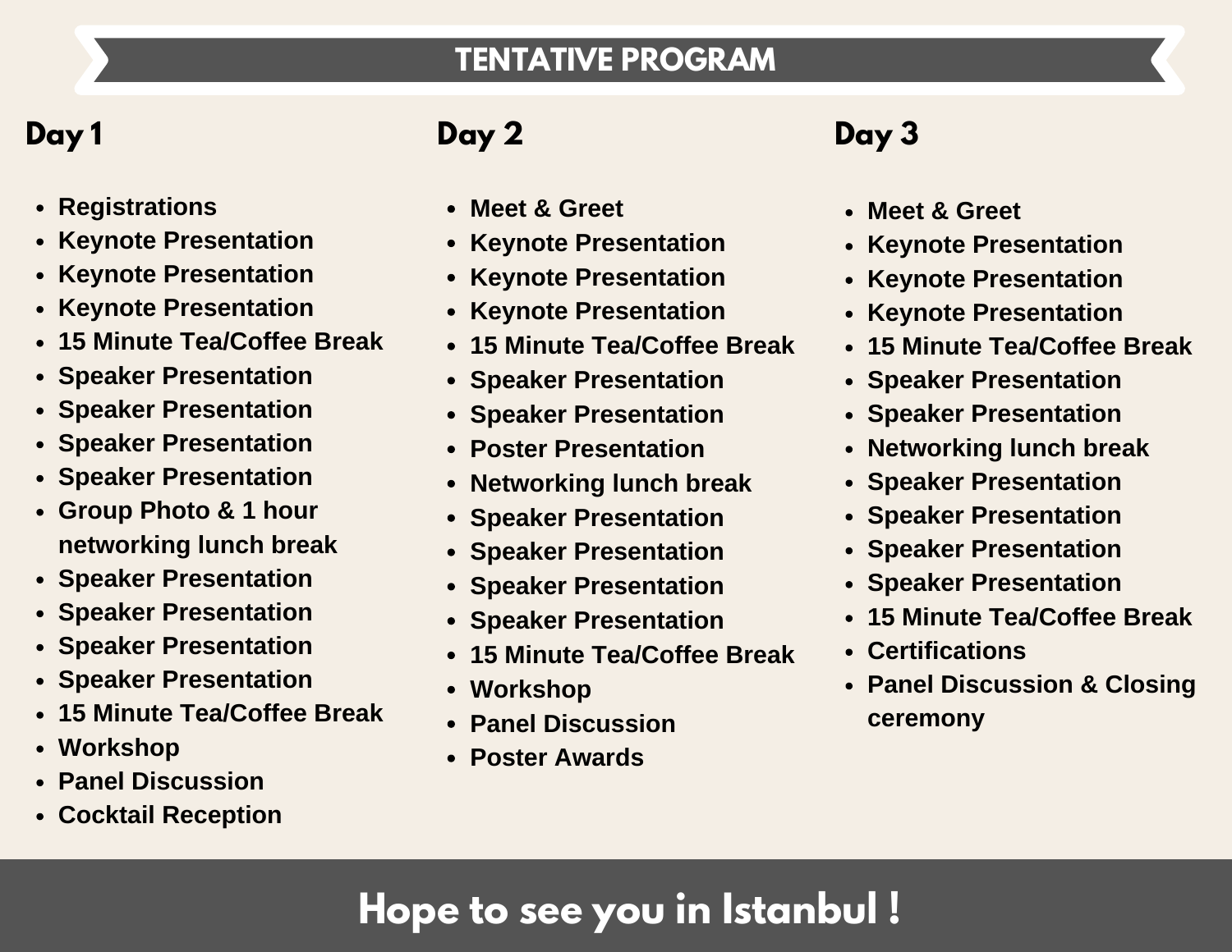# TENTATIVE PROGRAM

## Day 1

- Registrations
- Keynote Presentation
- Keynote Presentation
- Keynote Presentation
- 15 Minute Tea/Coffee Break
- Speaker Presentation
- Speaker Presentation
- Speaker Presentation
- Speaker Presentation
- Group Photo & 1 hour networking lunch break
- Speaker Presentation
- Speaker Presentation
- Speaker Presentation
- Speaker Presentation
- 15 Minute Tea/Coffee Break
- Workshop
- Panel Discussion
- Cocktail Reception

## Day 2

- Meet & Greet
- Keynote Presentation
- Keynote Presentation
- Keynote Presentation
- 15 Minute Tea/Coffee Break
- Speaker Presentation
- Speaker Presentation
- Poster Presentation
- Networking lunch break
- Speaker Presentation
- Speaker Presentation
- Speaker Presentation
- Speaker Presentation
- 15 Minute Tea/Coffee Break
- Workshop
- Panel Discussion
- Poster Awards

## Day 3

- Meet & Greet
- Keynote Presentation
- Keynote Presentation
- Keynote Presentation
- 15 Minute Tea/Coffee Break
- Speaker Presentation
- Speaker Presentation
- Networking lunch break
- Speaker Presentation
- Speaker Presentation
- Speaker Presentation
- Speaker Presentation
- 15 Minute Tea/Coffee Break
- Certifications
- Panel Discussion & Closing ceremony

**Hope to see you in Istanbul !**